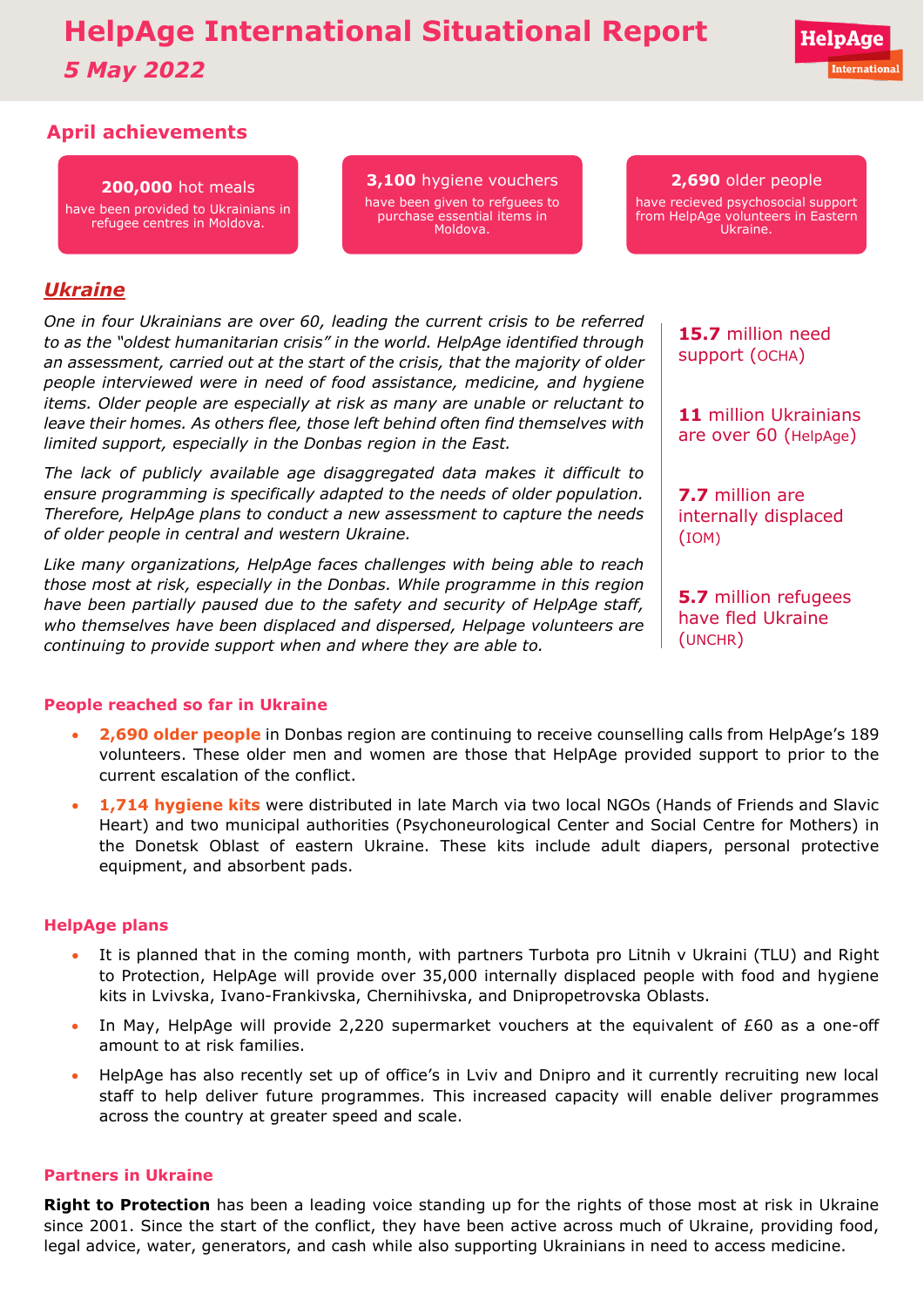# HelpAge International Situational Report

## *5 May 2022*

HelpAge International

## April achievements

**200,000** hot meals
have been provided to Ukrainians in refugee centres in Moldova.

**3,100** hygiene vouchers
have been given to refguees to purchase essential items in Moldova.

**2,690** older people
have recieved psychosocial support from HelpAge volunteers in Eastern Ukraine.

## *Ukraine*

*One in four Ukrainians are over 60, leading the current crisis to be referred to as the "oldest humanitarian crisis" in the world. HelpAge identified through an assessment, carried out at the start of the crisis, that the majority of older people interviewed were in need of food assistance, medicine, and hygiene items. Older people are especially at risk as many are unable or reluctant to leave their homes. As others flee, those left behind often find themselves with limited support, especially in the Donbas region in the East.*

*The lack of publicly available age disaggregated data makes it difficult to ensure programming is specifically adapted to the needs of older population. Therefore, HelpAge plans to conduct a new assessment to capture the needs of older people in central and western Ukraine.*

*Like many organizations, HelpAge faces challenges with being able to reach those most at risk, especially in the Donbas. While programme in this region have been partially paused due to the safety and security of HelpAge staff, who themselves have been displaced and dispersed, Helpage volunteers are continuing to provide support when and where they are able to.*

**15.7** million need support (OCHA)

**11** million Ukrainians are over 60 (HelpAge)

**7.7** million are internally displaced (IOM)

**5.7** million refugees have fled Ukraine (UNCHR)

### People reached so far in Ukraine

- **2,690 older people** in Donbas region are continuing to receive counselling calls from HelpAge's 189 volunteers. These older men and women are those that HelpAge provided support to prior to the current escalation of the conflict.
- **1,714 hygiene kits** were distributed in late March via two local NGOs (Hands of Friends and Slavic Heart) and two municipal authorities (Psychoneurological Center and Social Centre for Mothers) in the Donetsk Oblast of eastern Ukraine. These kits include adult diapers, personal protective equipment, and absorbent pads.

### HelpAge plans

- It is planned that in the coming month, with partners Turbota pro Litnih v Ukraini (TLU) and Right to Protection, HelpAge will provide over 35,000 internally displaced people with food and hygiene kits in Lvivska, Ivano-Frankivska, Chernihivska, and Dnipropetrovska Oblasts.
- In May, HelpAge will provide 2,220 supermarket vouchers at the equivalent of £60 as a one-off amount to at risk families.
- HelpAge has also recently set up of office's in Lviv and Dnipro and it currently recruiting new local staff to help deliver future programmes. This increased capacity will enable deliver programmes across the country at greater speed and scale.

### Partners in Ukraine

**Right to Protection** has been a leading voice standing up for the rights of those most at risk in Ukraine since 2001. Since the start of the conflict, they have been active across much of Ukraine, providing food, legal advice, water, generators, and cash while also supporting Ukrainians in need to access medicine.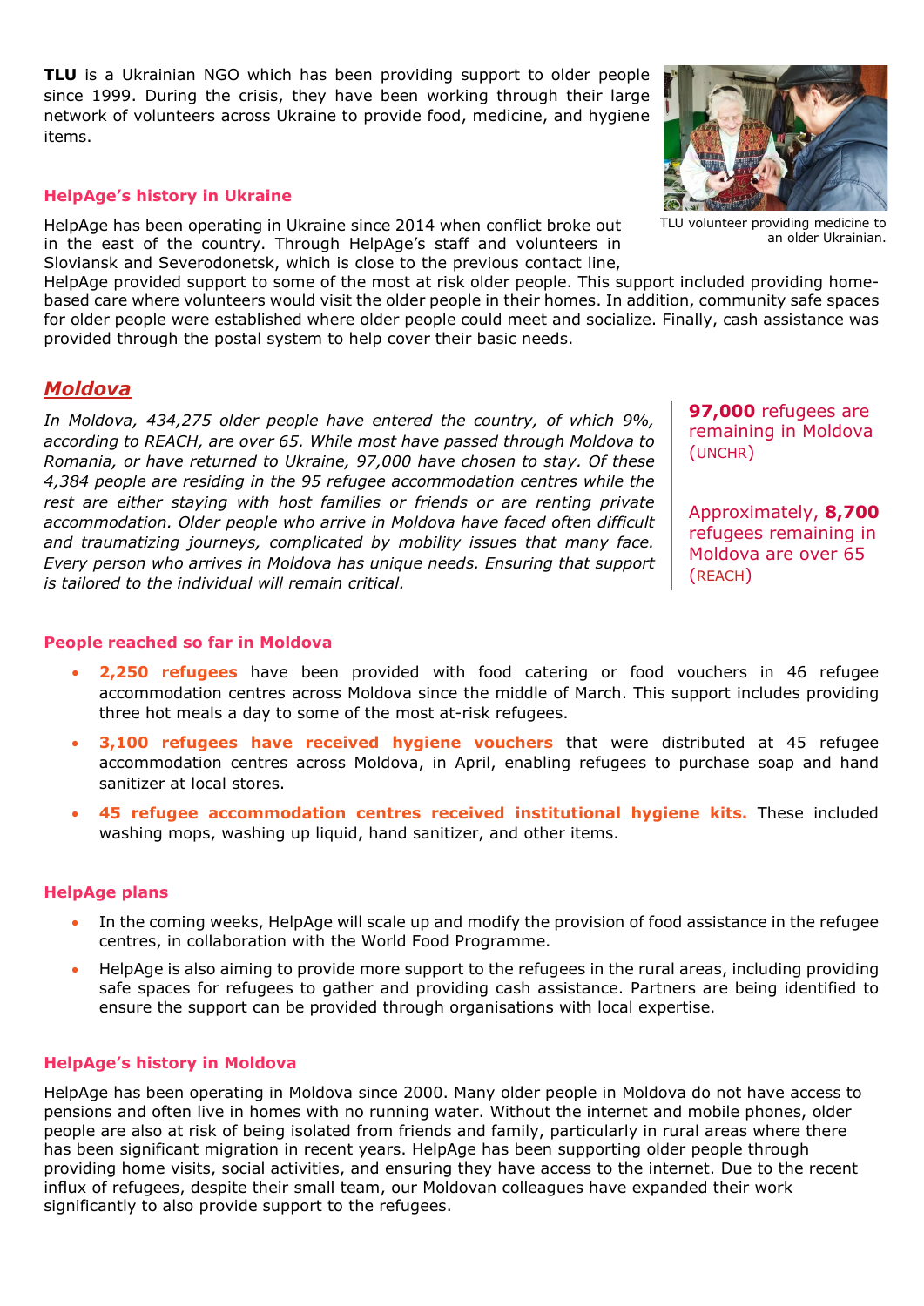**TLU** is a Ukrainian NGO which has been providing support to older people since 1999. During the crisis, they have been working through their large network of volunteers across Ukraine to provide food, medicine, and hygiene items.

TLU volunteer providing medicine to an older Ukrainian.

### HelpAge's history in Ukraine

HelpAge has been operating in Ukraine since 2014 when conflict broke out in the east of the country. Through HelpAge's staff and volunteers in Sloviansk and Severodonetsk, which is close to the previous contact line, HelpAge provided support to some of the most at risk older people. This support included providing home-based care where volunteers would visit the older people in their homes. In addition, community safe spaces for older people were established where older people could meet and socialize. Finally, cash assistance was provided through the postal system to help cover their basic needs.

## ***Moldova***

*In Moldova, 434,275 older people have entered the country, of which 9%, according to REACH, are over 65. While most have passed through Moldova to Romania, or have returned to Ukraine, 97,000 have chosen to stay. Of these 4,384 people are residing in the 95 refugee accommodation centres while the rest are either staying with host families or friends or are renting private accommodation. Older people who arrive in Moldova have faced often difficult and traumatizing journeys, complicated by mobility issues that many face. Every person who arrives in Moldova has unique needs. Ensuring that support is tailored to the individual will remain critical.*

**97,000** refugees are remaining in Moldova (UNCHR)

Approximately, **8,700** refugees remaining in Moldova are over 65 (REACH)

### People reached so far in Moldova

- **2,250 refugees** have been provided with food catering or food vouchers in 46 refugee accommodation centres across Moldova since the middle of March. This support includes providing three hot meals a day to some of the most at-risk refugees.
- **3,100 refugees have received hygiene vouchers** that were distributed at 45 refugee accommodation centres across Moldova, in April, enabling refugees to purchase soap and hand sanitizer at local stores.
- **45 refugee accommodation centres received institutional hygiene kits.** These included washing mops, washing up liquid, hand sanitizer, and other items.

### HelpAge plans

- In the coming weeks, HelpAge will scale up and modify the provision of food assistance in the refugee centres, in collaboration with the World Food Programme.
- HelpAge is also aiming to provide more support to the refugees in the rural areas, including providing safe spaces for refugees to gather and providing cash assistance. Partners are being identified to ensure the support can be provided through organisations with local expertise.

### HelpAge's history in Moldova

HelpAge has been operating in Moldova since 2000. Many older people in Moldova do not have access to pensions and often live in homes with no running water. Without the internet and mobile phones, older people are also at risk of being isolated from friends and family, particularly in rural areas where there has been significant migration in recent years. HelpAge has been supporting older people through providing home visits, social activities, and ensuring they have access to the internet. Due to the recent influx of refugees, despite their small team, our Moldovan colleagues have expanded their work significantly to also provide support to the refugees.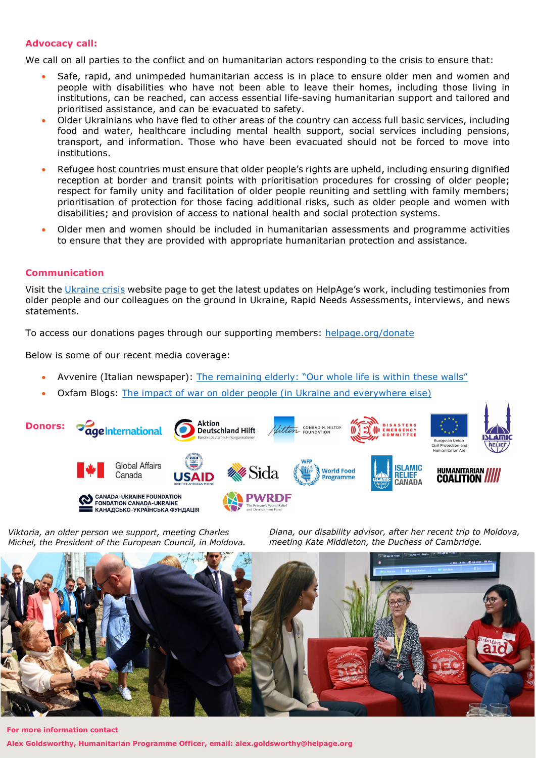**Advocacy call:**

We call on all parties to the conflict and on humanitarian actors responding to the crisis to ensure that:

- Safe, rapid, and unimpeded humanitarian access is in place to ensure older men and women and people with disabilities who have not been able to leave their homes, including those living in institutions, can be reached, can access essential life-saving humanitarian support and tailored and prioritised assistance, and can be evacuated to safety.
- Older Ukrainians who have fled to other areas of the country can access full basic services, including food and water, healthcare including mental health support, social services including pensions, transport, and information. Those who have been evacuated should not be forced to move into institutions.
- Refugee host countries must ensure that older people's rights are upheld, including ensuring dignified reception at border and transit points with prioritisation procedures for crossing of older people; respect for family unity and facilitation of older people reuniting and settling with family members; prioritisation of protection for those facing additional risks, such as older people and women with disabilities; and provision of access to national health and social protection systems.
- Older men and women should be included in humanitarian assessments and programme activities to ensure that they are provided with appropriate humanitarian protection and assistance.

**Communication**

Visit the Ukraine crisis website page to get the latest updates on HelpAge's work, including testimonies from older people and our colleagues on the ground in Ukraine, Rapid Needs Assessments, interviews, and news statements.

To access our donations pages through our supporting members: helpage.org/donate

Below is some of our recent media coverage:

- Avvenire (Italian newspaper): The remaining elderly: "Our whole life is within these walls"
- Oxfam Blogs: The impact of war on older people (in Ukraine and everywhere else)

**Donors:** Age International, Aktion Deutschland Hilft, Conrad N. Hilton Foundation, Disasters Emergency Committee, European Union Civil Protection and Humanitarian Aid, Islamic Relief, Global Affairs Canada, USAID, Sida, World Food Programme, Islamic Relief Canada, Humanitarian Coalition, Canada-Ukraine Foundation, PWRDF

*Viktoria, an older person we support, meeting Charles Michel, the President of the European Council, in Moldova.*

*Diana, our disability advisor, after her recent trip to Moldova, meeting Kate Middleton, the Duchess of Cambridge.*

**For more information contact**

**Alex Goldsworthy, Humanitarian Programme Officer, email: alex.goldsworthy@helpage.org**